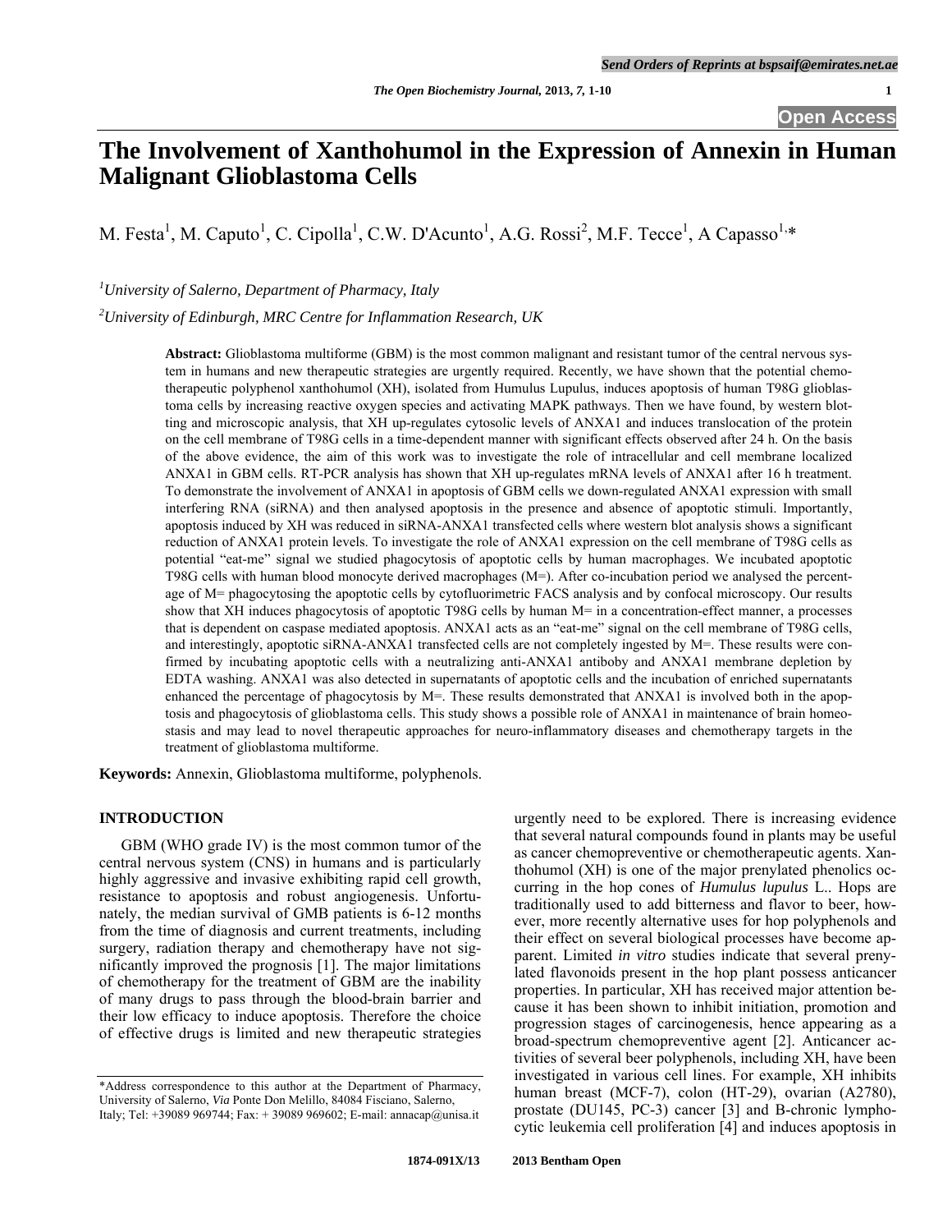# The Involvement of Xanthohumol in the Expression of Annexin in Human Malignant Glioblastoma Cells

M. Festa[1], M. Caputo[1], C. Cipolla[1], C.W. D'Acunto[1], A.G. Rossi[2], M.F. Tecce[1], A Capasso[1,*]

[1]*University of Salerno, Department of Pharmacy, Italy*

[2]*University of Edinburgh, MRC Centre for Inflammation Research, UK*

**Abstract:** Glioblastoma multiforme (GBM) is the most common malignant and resistant tumor of the central nervous system in humans and new therapeutic strategies are urgently required. Recently, we have shown that the potential chemotherapeutic polyphenol xanthohumol (XH), isolated from Humulus Lupulus, induces apoptosis of human T98G glioblastoma cells by increasing reactive oxygen species and activating MAPK pathways. Then we have found, by western blotting and microscopic analysis, that XH up-regulates cytosolic levels of ANXA1 and induces translocation of the protein on the cell membrane of T98G cells in a time-dependent manner with significant effects observed after 24 h. On the basis of the above evidence, the aim of this work was to investigate the role of intracellular and cell membrane localized ANXA1 in GBM cells. RT-PCR analysis has shown that XH up-regulates mRNA levels of ANXA1 after 16 h treatment. To demonstrate the involvement of ANXA1 in apoptosis of GBM cells we down-regulated ANXA1 expression with small interfering RNA (siRNA) and then analysed apoptosis in the presence and absence of apoptotic stimuli. Importantly, apoptosis induced by XH was reduced in siRNA-ANXA1 transfected cells where western blot analysis shows a significant reduction of ANXA1 protein levels. To investigate the role of ANXA1 expression on the cell membrane of T98G cells as potential "eat-me" signal we studied phagocytosis of apoptotic cells by human macrophages. We incubated apoptotic T98G cells with human blood monocyte derived macrophages (M=). After co-incubation period we analysed the percentage of M= phagocytosing the apoptotic cells by cytofluorimetric FACS analysis and by confocal microscopy. Our results show that XH induces phagocytosis of apoptotic T98G cells by human M= in a concentration-effect manner, a processes that is dependent on caspase mediated apoptosis. ANXA1 acts as an "eat-me" signal on the cell membrane of T98G cells, and interestingly, apoptotic siRNA-ANXA1 transfected cells are not completely ingested by M=. These results were confirmed by incubating apoptotic cells with a neutralizing anti-ANXA1 antiboby and ANXA1 membrane depletion by EDTA washing. ANXA1 was also detected in supernatants of apoptotic cells and the incubation of enriched supernatants enhanced the percentage of phagocytosis by M=. These results demonstrated that ANXA1 is involved both in the apoptosis and phagocytosis of glioblastoma cells. This study shows a possible role of ANXA1 in maintenance of brain homeostasis and may lead to novel therapeutic approaches for neuro-inflammatory diseases and chemotherapy targets in the treatment of glioblastoma multiforme.

**Keywords:** Annexin, Glioblastoma multiforme, polyphenols.

## INTRODUCTION

GBM (WHO grade IV) is the most common tumor of the central nervous system (CNS) in humans and is particularly highly aggressive and invasive exhibiting rapid cell growth, resistance to apoptosis and robust angiogenesis. Unfortunately, the median survival of GMB patients is 6-12 months from the time of diagnosis and current treatments, including surgery, radiation therapy and chemotherapy have not significantly improved the prognosis [1]. The major limitations of chemotherapy for the treatment of GBM are the inability of many drugs to pass through the blood-brain barrier and their low efficacy to induce apoptosis. Therefore the choice of effective drugs is limited and new therapeutic strategies urgently need to be explored. There is increasing evidence that several natural compounds found in plants may be useful as cancer chemopreventive or chemotherapeutic agents. Xanthohumol (XH) is one of the major prenylated phenolics occurring in the hop cones of *Humulus lupulus* L.. Hops are traditionally used to add bitterness and flavor to beer, however, more recently alternative uses for hop polyphenols and their effect on several biological processes have become apparent. Limited *in vitro* studies indicate that several prenylated flavonoids present in the hop plant possess anticancer properties. In particular, XH has received major attention because it has been shown to inhibit initiation, promotion and progression stages of carcinogenesis, hence appearing as a broad-spectrum chemopreventive agent [2]. Anticancer activities of several beer polyphenols, including XH, have been investigated in various cell lines. For example, XH inhibits human breast (MCF-7), colon (HT-29), ovarian (A2780), prostate (DU145, PC-3) cancer [3] and B-chronic lymphocytic leukemia cell proliferation [4] and induces apoptosis in

*Address correspondence to this author at the Department of Pharmacy, University of Salerno, *Via* Ponte Don Melillo, 84084 Fisciano, Salerno, Italy; Tel: +39089 969744; Fax: + 39089 969602; E-mail: annacap@unisa.it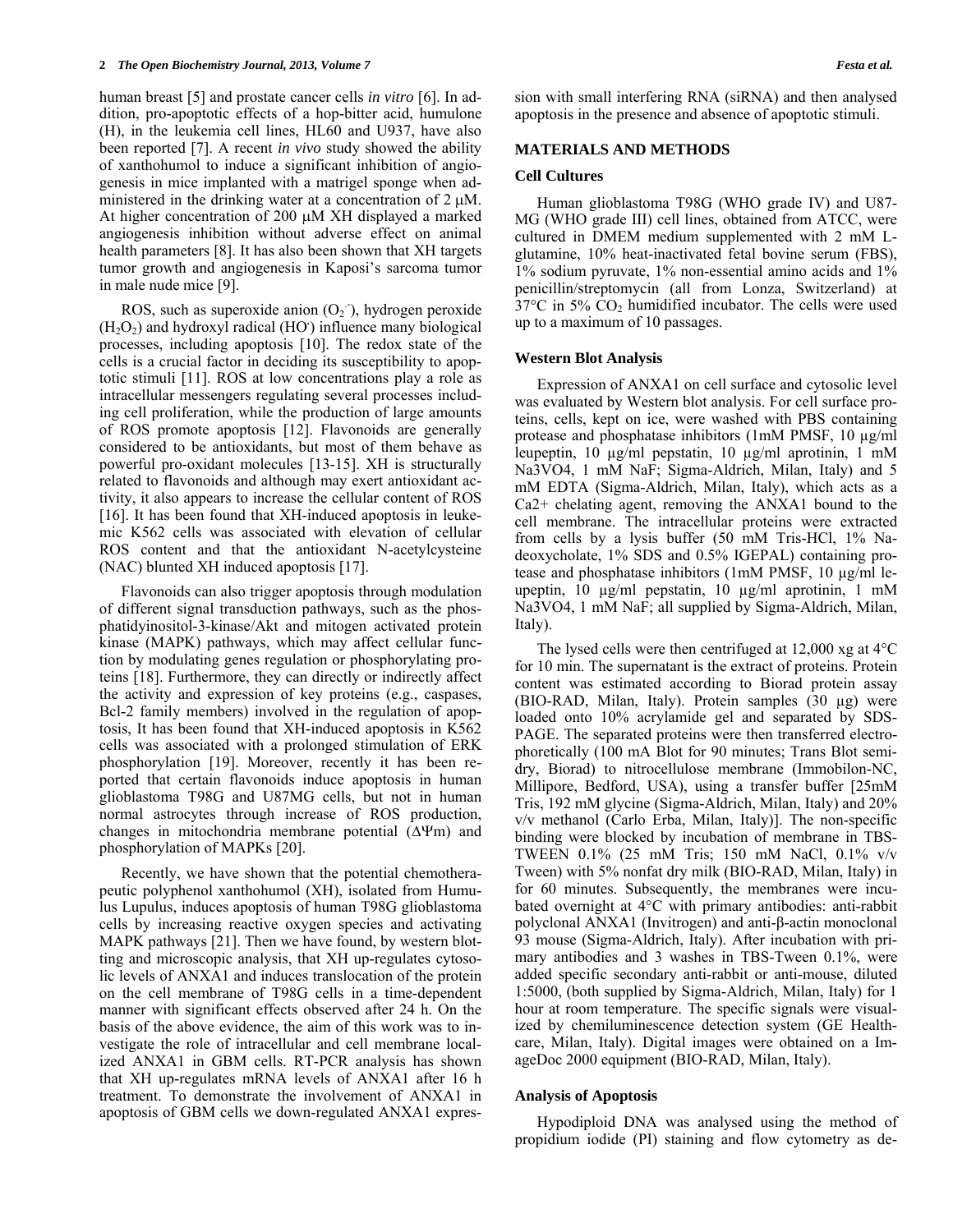human breast [5] and prostate cancer cells *in vitro* [6]. In addition, pro-apoptotic effects of a hop-bitter acid, humulone (H), in the leukemia cell lines, HL60 and U937, have also been reported [7]. A recent *in vivo* study showed the ability of xanthohumol to induce a significant inhibition of angiogenesis in mice implanted with a matrigel sponge when administered in the drinking water at a concentration of 2 μM. At higher concentration of 200 μM XH displayed a marked angiogenesis inhibition without adverse effect on animal health parameters [8]. It has also been shown that XH targets tumor growth and angiogenesis in Kaposi's sarcoma tumor in male nude mice [9].

ROS, such as superoxide anion ($O_2^{\cdot-}$), hydrogen peroxide ($H_2O_2$) and hydroxyl radical ($HO^{\cdot}$) influence many biological processes, including apoptosis [10]. The redox state of the cells is a crucial factor in deciding its susceptibility to apoptotic stimuli [11]. ROS at low concentrations play a role as intracellular messengers regulating several processes including cell proliferation, while the production of large amounts of ROS promote apoptosis [12]. Flavonoids are generally considered to be antioxidants, but most of them behave as powerful pro-oxidant molecules [13-15]. XH is structurally related to flavonoids and although may exert antioxidant activity, it also appears to increase the cellular content of ROS [16]. It has been found that XH-induced apoptosis in leukemic K562 cells was associated with elevation of cellular ROS content and that the antioxidant N-acetylcysteine (NAC) blunted XH induced apoptosis [17].

Flavonoids can also trigger apoptosis through modulation of different signal transduction pathways, such as the phosphatidyinositol-3-kinase/Akt and mitogen activated protein kinase (MAPK) pathways, which may affect cellular function by modulating genes regulation or phosphorylating proteins [18]. Furthermore, they can directly or indirectly affect the activity and expression of key proteins (e.g., caspases, Bcl-2 family members) involved in the regulation of apoptosis, It has been found that XH-induced apoptosis in K562 cells was associated with a prolonged stimulation of ERK phosphorylation [19]. Moreover, recently it has been reported that certain flavonoids induce apoptosis in human glioblastoma T98G and U87MG cells, but not in human normal astrocytes through increase of ROS production, changes in mitochondria membrane potential ($\Delta\Psi m$) and phosphorylation of MAPKs [20].

Recently, we have shown that the potential chemotherapeutic polyphenol xanthohumol (XH), isolated from Humulus Lupulus, induces apoptosis of human T98G glioblastoma cells by increasing reactive oxygen species and activating MAPK pathways [21]. Then we have found, by western blotting and microscopic analysis, that XH up-regulates cytosolic levels of ANXA1 and induces translocation of the protein on the cell membrane of T98G cells in a time-dependent manner with significant effects observed after 24 h. On the basis of the above evidence, the aim of this work was to investigate the role of intracellular and cell membrane localized ANXA1 in GBM cells. RT-PCR analysis has shown that XH up-regulates mRNA levels of ANXA1 after 16 h treatment. To demonstrate the involvement of ANXA1 in apoptosis of GBM cells we down-regulated ANXA1 expression with small interfering RNA (siRNA) and then analysed apoptosis in the presence and absence of apoptotic stimuli.

## MATERIALS AND METHODS

### Cell Cultures

Human glioblastoma T98G (WHO grade IV) and U87-MG (WHO grade III) cell lines, obtained from ATCC, were cultured in DMEM medium supplemented with 2 mM L-glutamine, 10% heat-inactivated fetal bovine serum (FBS), 1% sodium pyruvate, 1% non-essential amino acids and 1% penicillin/streptomycin (all from Lonza, Switzerland) at 37°C in 5% $CO_2$ humidified incubator. The cells were used up to a maximum of 10 passages.

### Western Blot Analysis

Expression of ANXA1 on cell surface and cytosolic level was evaluated by Western blot analysis. For cell surface proteins, cells, kept on ice, were washed with PBS containing protease and phosphatase inhibitors (1mM PMSF, 10 μg/ml leupeptin, 10 μg/ml pepstatin, 10 μg/ml aprotinin, 1 mM Na3VO4, 1 mM NaF; Sigma-Aldrich, Milan, Italy) and 5 mM EDTA (Sigma-Aldrich, Milan, Italy), which acts as a Ca2+ chelating agent, removing the ANXA1 bound to the cell membrane. The intracellular proteins were extracted from cells by a lysis buffer (50 mM Tris-HCl, 1% Na-deoxycholate, 1% SDS and 0.5% IGEPAL) containing protease and phosphatase inhibitors (1mM PMSF, 10 μg/ml leupeptin, 10 μg/ml pepstatin, 10 μg/ml aprotinin, 1 mM Na3VO4, 1 mM NaF; all supplied by Sigma-Aldrich, Milan, Italy).

The lysed cells were then centrifuged at 12,000 xg at 4°C for 10 min. The supernatant is the extract of proteins. Protein content was estimated according to Biorad protein assay (BIO-RAD, Milan, Italy). Protein samples (30 μg) were loaded onto 10% acrylamide gel and separated by SDS-PAGE. The separated proteins were then transferred electrophoretically (100 mA Blot for 90 minutes; Trans Blot semi-dry, Biorad) to nitrocellulose membrane (Immobilon-NC, Millipore, Bedford, USA), using a transfer buffer [25mM Tris, 192 mM glycine (Sigma-Aldrich, Milan, Italy) and 20% v/v methanol (Carlo Erba, Milan, Italy)]. The non-specific binding were blocked by incubation of membrane in TBS-TWEEN 0.1% (25 mM Tris; 150 mM NaCl, 0.1% v/v Tween) with 5% nonfat dry milk (BIO-RAD, Milan, Italy) in for 60 minutes. Subsequently, the membranes were incubated overnight at 4°C with primary antibodies: anti-rabbit polyclonal ANXA1 (Invitrogen) and anti-β-actin monoclonal 93 mouse (Sigma-Aldrich, Italy). After incubation with primary antibodies and 3 washes in TBS-Tween 0.1%, were added specific secondary anti-rabbit or anti-mouse, diluted 1:5000, (both supplied by Sigma-Aldrich, Milan, Italy) for 1 hour at room temperature. The specific signals were visualized by chemiluminescence detection system (GE Healthcare, Milan, Italy). Digital images were obtained on a ImageDoc 2000 equipment (BIO-RAD, Milan, Italy).

### Analysis of Apoptosis

Hypodiploid DNA was analysed using the method of propidium iodide (PI) staining and flow cytometry as de-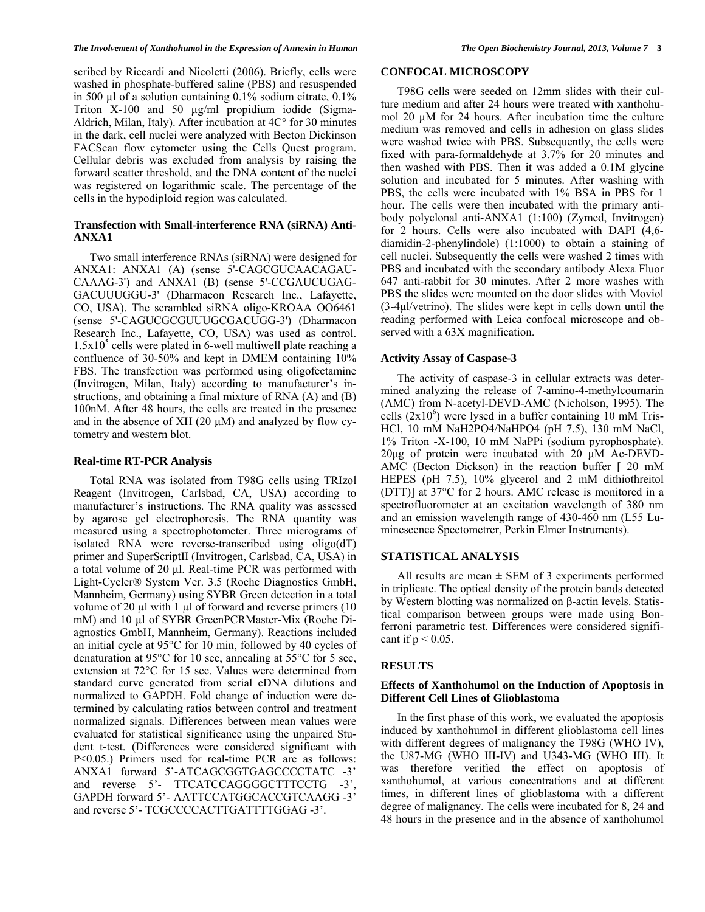scribed by Riccardi and Nicoletti (2006). Briefly, cells were washed in phosphate-buffered saline (PBS) and resuspended in 500 µl of a solution containing 0.1% sodium citrate, 0.1% Triton X-100 and 50 µg/ml propidium iodide (Sigma-Aldrich, Milan, Italy). After incubation at 4C° for 30 minutes in the dark, cell nuclei were analyzed with Becton Dickinson FACScan flow cytometer using the Cells Quest program. Cellular debris was excluded from analysis by raising the forward scatter threshold, and the DNA content of the nuclei was registered on logarithmic scale. The percentage of the cells in the hypodiploid region was calculated.

### Transfection with Small-interference RNA (siRNA) Anti-ANXA1

Two small interference RNAs (siRNA) were designed for ANXA1: ANXA1 (A) (sense 5'-CAGCGUCAACAGAU-CAAAG-3') and ANXA1 (B) (sense 5'-CCGAUCUGAG-GACUUUGGU-3' (Dharmacon Research Inc., Lafayette, CO, USA). The scrambled siRNA oligo-KROAA OO6461 (sense 5'-CAGUCGCGUUUGCGACUGG-3') (Dharmacon Research Inc., Lafayette, CO, USA) was used as control. $1.5x10^5$ cells were plated in 6-well multiwell plate reaching a confluence of 30-50% and kept in DMEM containing 10% FBS. The transfection was performed using oligofectamine (Invitrogen, Milan, Italy) according to manufacturer's instructions, and obtaining a final mixture of RNA (A) and (B) 100nM. After 48 hours, the cells are treated in the presence and in the absence of XH (20 µM) and analyzed by flow cytometry and western blot.

### Real-time RT-PCR Analysis

Total RNA was isolated from T98G cells using TRIzol Reagent (Invitrogen, Carlsbad, CA, USA) according to manufacturer's instructions. The RNA quality was assessed by agarose gel electrophoresis. The RNA quantity was measured using a spectrophotometer. Three micrograms of isolated RNA were reverse-transcribed using oligo(dT) primer and SuperScriptII (Invitrogen, Carlsbad, CA, USA) in a total volume of 20 µl. Real-time PCR was performed with Light-Cycler® System Ver. 3.5 (Roche Diagnostics GmbH, Mannheim, Germany) using SYBR Green detection in a total volume of 20 µl with 1 µl of forward and reverse primers (10 mM) and 10 µl of SYBR GreenPCRMaster-Mix (Roche Diagnostics GmbH, Mannheim, Germany). Reactions included an initial cycle at 95°C for 10 min, followed by 40 cycles of denaturation at 95°C for 10 sec, annealing at 55°C for 5 sec, extension at 72°C for 15 sec. Values were determined from standard curve generated from serial cDNA dilutions and normalized to GAPDH. Fold change of induction were determined by calculating ratios between control and treatment normalized signals. Differences between mean values were evaluated for statistical significance using the unpaired Student t-test. (Differences were considered significant with $P<0.05$.) Primers used for real-time PCR are as follows: ANXA1 forward 5'-ATCAGCGGTGAGCCCCTATC -3' and reverse 5'- TTCATCCAGGGGCTTTCCTG -3', GAPDH forward 5'- AATTCCATGGCACCGTCAAGG -3' and reverse 5'- TCGCCCCACTTGATTTTGGAG -3'.

## CONFOCAL MICROSCOPY

T98G cells were seeded on 12mm slides with their culture medium and after 24 hours were treated with xanthohumol 20 µM for 24 hours. After incubation time the culture medium was removed and cells in adhesion on glass slides were washed twice with PBS. Subsequently, the cells were fixed with para-formaldehyde at 3.7% for 20 minutes and then washed with PBS. Then it was added a 0.1M glycine solution and incubated for 5 minutes. After washing with PBS, the cells were incubated with 1% BSA in PBS for 1 hour. The cells were then incubated with the primary antibody polyclonal anti-ANXA1 (1:100) (Zymed, Invitrogen) for 2 hours. Cells were also incubated with DAPI (4,6-diamidin-2-phenylindole) (1:1000) to obtain a staining of cell nuclei. Subsequently the cells were washed 2 times with PBS and incubated with the secondary antibody Alexa Fluor 647 anti-rabbit for 30 minutes. After 2 more washes with PBS the slides were mounted on the door slides with Moviol (3-4µl/vetrino). The slides were kept in cells down until the reading performed with Leica confocal microscope and observed with a 63X magnification.

### Activity Assay of Caspase-3

The activity of caspase-3 in cellular extracts was determined analyzing the release of 7-amino-4-methylcoumarin (AMC) from N-acetyl-DEVD-AMC (Nicholson, 1995). The cells ($2x10^6$) were lysed in a buffer containing 10 mM Tris-HCl, 10 mM $NaH_2PO_4$/$NaHPO_4$ (pH 7.5), 130 mM NaCl, 1% Triton -X-100, 10 mM NaPPi (sodium pyrophosphate). 20µg of protein were incubated with 20 µM Ac-DEVD-AMC (Becton Dickson) in the reaction buffer [ 20 mM HEPES (pH 7.5), 10% glycerol and 2 mM dithiothreitol (DTT)] at 37°C for 2 hours. AMC release is monitored in a spectrofluorometer at an excitation wavelength of 380 nm and an emission wavelength range of 430-460 nm (L55 Luminescence Spectometrer, Perkin Elmer Instruments).

## STATISTICAL ANALYSIS

All results are mean ± SEM of 3 experiments performed in triplicate. The optical density of the protein bands detected by Western blotting was normalized on β-actin levels. Statistical comparison between groups were made using Bonferroni parametric test. Differences were considered significant if $p < 0.05$.

## RESULTS

### Effects of Xanthohumol on the Induction of Apoptosis in Different Cell Lines of Glioblastoma

In the first phase of this work, we evaluated the apoptosis induced by xanthohumol in different glioblastoma cell lines with different degrees of malignancy the T98G (WHO IV), the U87-MG (WHO III-IV) and U343-MG (WHO III). It was therefore verified the effect on apoptosis of xanthohumol, at various concentrations and at different times, in different lines of glioblastoma with a different degree of malignancy. The cells were incubated for 8, 24 and 48 hours in the presence and in the absence of xanthohumol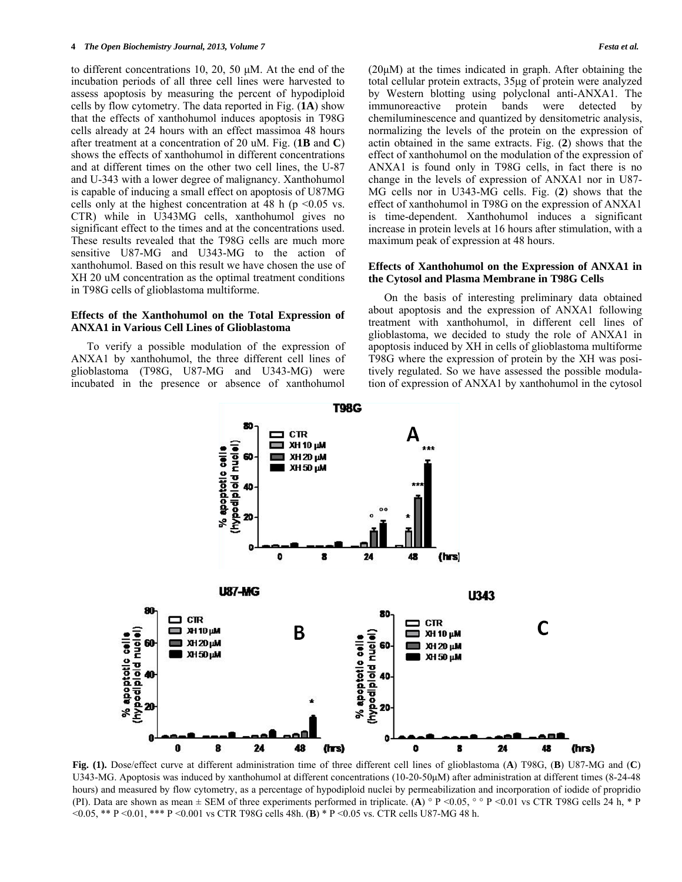to different concentrations 10, 20, 50 μM. At the end of the incubation periods of all three cell lines were harvested to assess apoptosis by measuring the percent of hypodiploid cells by flow cytometry. The data reported in Fig. (**1A**) show that the effects of xanthohumol induces apoptosis in T98G cells already at 24 hours with an effect massimoa 48 hours after treatment at a concentration of 20 uM. Fig. (**1B** and **C**) shows the effects of xanthohumol in different concentrations and at different times on the other two cell lines, the U-87 and U-343 with a lower degree of malignancy. Xanthohumol is capable of inducing a small effect on apoptosis of U87MG cells only at the highest concentration at 48 h ($p < 0.05$ vs. CTR) while in U343MG cells, xanthohumol gives no significant effect to the times and at the concentrations used. These results revealed that the T98G cells are much more sensitive U87-MG and U343-MG to the action of xanthohumol. Based on this result we have chosen the use of XH 20 uM concentration as the optimal treatment conditions in T98G cells of glioblastoma multiforme.

### Effects of the Xanthohumol on the Total Expression of ANXA1 in Various Cell Lines of Glioblastoma

To verify a possible modulation of the expression of ANXA1 by xanthohumol, the three different cell lines of glioblastoma (T98G, U87-MG and U343-MG) were incubated in the presence or absence of xanthohumol (20μM) at the times indicated in graph. After obtaining the total cellular protein extracts, 35μg of protein were analyzed by Western blotting using polyclonal anti-ANXA1. The immunoreactive protein bands were detected by chemiluminescence and quantized by densitometric analysis, normalizing the levels of the protein on the expression of actin obtained in the same extracts. Fig. (**2**) shows that the effect of xanthohumol on the modulation of the expression of ANXA1 is found only in T98G cells, in fact there is no change in the levels of expression of ANXA1 nor in U87-MG cells nor in U343-MG cells. Fig. (**2**) shows that the effect of xanthohumol in T98G on the expression of ANXA1 is time-dependent. Xanthohumol induces a significant increase in protein levels at 16 hours after stimulation, with a maximum peak of expression at 48 hours.

### Effects of Xanthohumol on the Expression of ANXA1 in the Cytosol and Plasma Membrane in T98G Cells

On the basis of interesting preliminary data obtained about apoptosis and the expression of ANXA1 following treatment with xanthohumol, in different cell lines of glioblastoma, we decided to study the role of ANXA1 in apoptosis induced by XH in cells of glioblastoma multiforme T98G where the expression of protein by the XH was positively regulated. So we have assessed the possible modulation of expression of ANXA1 by xanthohumol in the cytosol

T98G
A
CTR
XH 10 μM
XH 20 μM
XH 50 μM
% apoptotic cells (hypodiploid nuclei)
0 8 24 48 (hrs)
° °° * *** ***

U87-MG
B
CTR
XH 10 μM
XH 20 μM
XH 50 μM
% apoptotic cells (hypodiploid nuclei)
0 8 24 48 (hrs)
*

U343
C
CTR
XH 10 μM
XH 20 μM
XH 50 μM
% apoptotic cells (hypodiploid nuclei)
0 8 24 48 (hrs)

**Fig. (1).** Dose/effect curve at different administration time of three different cell lines of glioblastoma (**A**) T98G, (**B**) U87-MG and (**C**) U343-MG. Apoptosis was induced by xanthohumol at different concentrations (10-20-50μM) after administration at different times (8-24-48 hours) and measured by flow cytometry, as a percentage of hypodiploid nuclei by permeabilization and incorporation of iodide of propridio (PI). Data are shown as mean ± SEM of three experiments performed in triplicate. (**A**) ° $P < 0.05$, ° ° $P < 0.01$ vs CTR T98G cells 24 h, * $P < 0.05$, ** $P < 0.01$, *** $P < 0.001$ vs CTR T98G cells 48h. (**B**) * $P < 0.05$ vs. CTR cells U87-MG 48 h.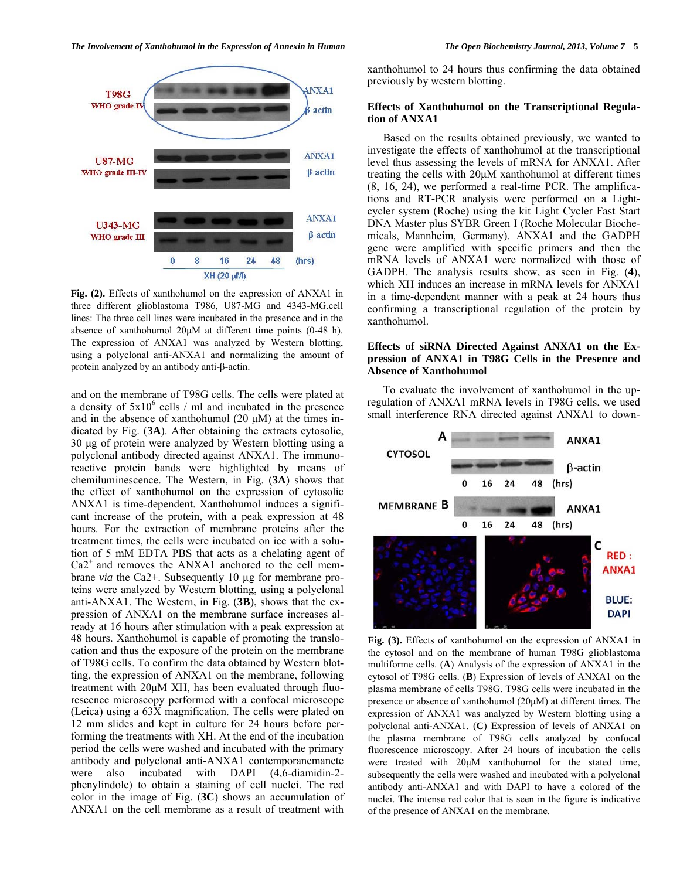Fig. (2). Effects of xanthohumol on the expression of ANXA1 in three different glioblastoma T986, U87-MG and 4343-MG.cell lines: The three cell lines were incubated in the presence and in the absence of xanthohumol 20μM at different time points (0-48 h). The expression of ANXA1 was analyzed by Western blotting, using a polyclonal anti-ANXA1 and normalizing the amount of protein analyzed by an antibody anti-β-actin.

and on the membrane of T98G cells. The cells were plated at a density of $5x10^6$ cells / ml and incubated in the presence and in the absence of xanthohumol (20 μM) at the times indicated by Fig. (**3A**). After obtaining the extracts cytosolic, 30 μg of protein were analyzed by Western blotting using a polyclonal antibody directed against ANXA1. The immunoreactive protein bands were highlighted by means of chemiluminescence. The Western, in Fig. (**3A**) shows that the effect of xanthohumol on the expression of cytosolic ANXA1 is time-dependent. Xanthohumol induces a significant increase of the protein, with a peak expression at 48 hours. For the extraction of membrane proteins after the treatment times, the cells were incubated on ice with a solution of 5 mM EDTA PBS that acts as a chelating agent of $Ca2^+$ and removes the ANXA1 anchored to the cell membrane *via* the Ca2+. Subsequently 10 μg for membrane proteins were analyzed by Western blotting, using a polyclonal anti-ANXA1. The Western, in Fig. (**3B**), shows that the expression of ANXA1 on the membrane surface increases already at 16 hours after stimulation with a peak expression at 48 hours. Xanthohumol is capable of promoting the translocation and thus the exposure of the protein on the membrane of T98G cells. To confirm the data obtained by Western blotting, the expression of ANXA1 on the membrane, following treatment with 20μM XH, has been evaluated through fluorescence microscopy performed with a confocal microscope (Leica) using a 63X magnification. The cells were plated on 12 mm slides and kept in culture for 24 hours before performing the treatments with XH. At the end of the incubation period the cells were washed and incubated with the primary antibody and polyclonal anti-ANXA1 contemporanemanete were also incubated with DAPI (4,6-diamidin-2-phenylindole) to obtain a staining of cell nuclei. The red color in the image of Fig. (**3C**) shows an accumulation of ANXA1 on the cell membrane as a result of treatment with xanthohumol to 24 hours thus confirming the data obtained previously by western blotting.

### Effects of Xanthohumol on the Transcriptional Regulation of ANXA1

Based on the results obtained previously, we wanted to investigate the effects of xanthohumol at the transcriptional level thus assessing the levels of mRNA for ANXA1. After treating the cells with 20μM xanthohumol at different times (8, 16, 24), we performed a real-time PCR. The amplifications and RT-PCR analysis were performed on a Light-cycler system (Roche) using the kit Light Cycler Fast Start DNA Master plus SYBR Green I (Roche Molecular Biochemicals, Mannheim, Germany). ANXA1 and the GADPH gene were amplified with specific primers and then the mRNA levels of ANXA1 were normalized with those of GADPH. The analysis results show, as seen in Fig. (**4**), which XH induces an increase in mRNA levels for ANXA1 in a time-dependent manner with a peak at 24 hours thus confirming a transcriptional regulation of the protein by xanthohumol.

### Effects of siRNA Directed Against ANXA1 on the Expression of ANXA1 in T98G Cells in the Presence and Absence of Xanthohumol

To evaluate the involvement of xanthohumol in the up-regulation of ANXA1 mRNA levels in T98G cells, we used small interference RNA directed against ANXA1 to down-

Fig. (3). Effects of xanthohumol on the expression of ANXA1 in the cytosol and on the membrane of human T98G glioblastoma multiforme cells. (**A**) Analysis of the expression of ANXA1 in the cytosol of T98G cells. (**B**) Expression of levels of ANXA1 on the plasma membrane of cells T98G. T98G cells were incubated in the presence or absence of xanthohumol (20μM) at different times. The expression of ANXA1 was analyzed by Western blotting using a polyclonal anti-ANXA1. (**C**) Expression of levels of ANXA1 on the plasma membrane of T98G cells analyzed by confocal fluorescence microscopy. After 24 hours of incubation the cells were treated with 20μM xanthohumol for the stated time, subsequently the cells were washed and incubated with a polyclonal antibody anti-ANXA1 and with DAPI to have a colored of the nuclei. The intense red color that is seen in the figure is indicative of the presence of ANXA1 on the membrane.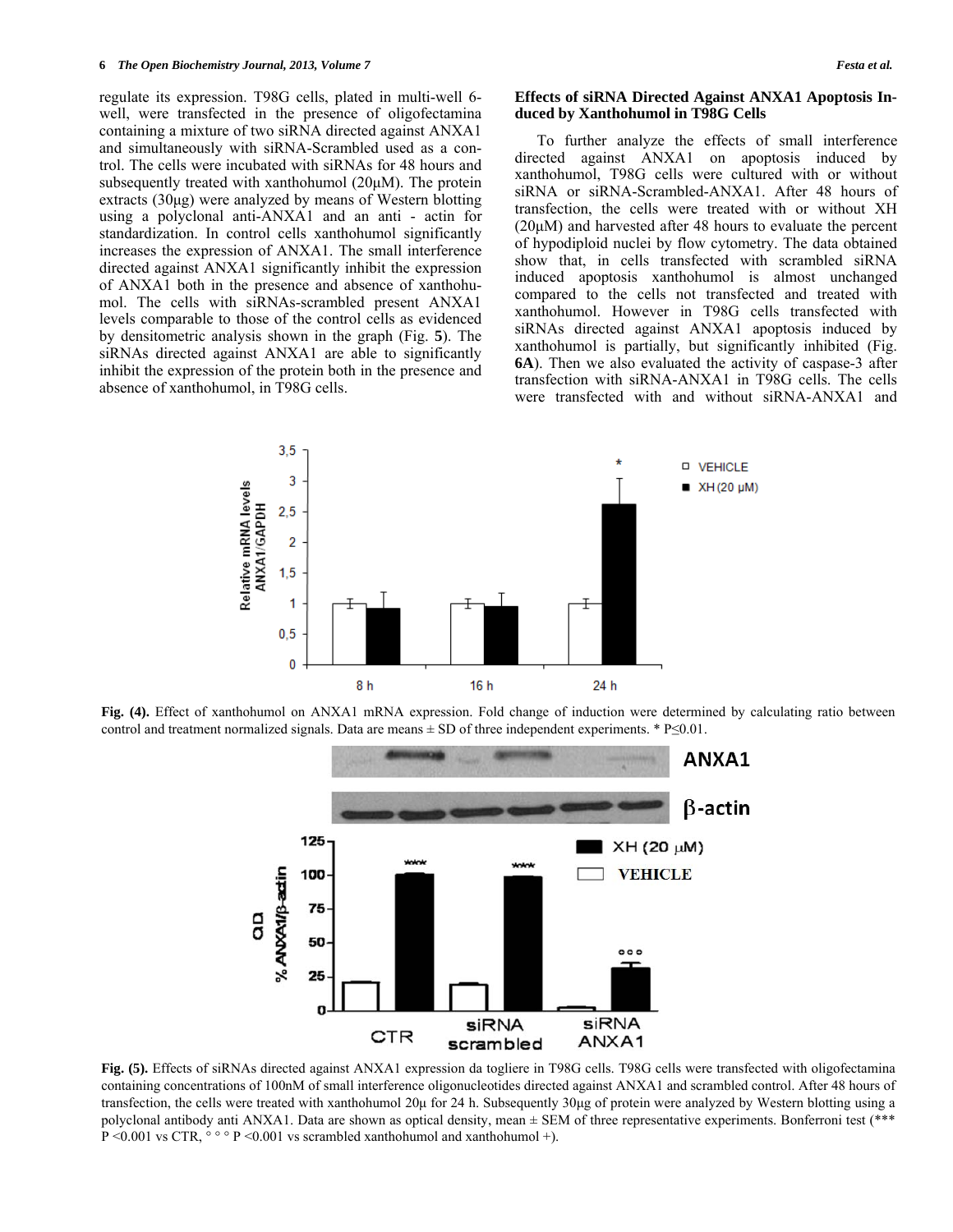regulate its expression. T98G cells, plated in multi-well 6-well, were transfected in the presence of oligofectamina containing a mixture of two siRNA directed against ANXA1 and simultaneously with siRNA-Scrambled used as a control. The cells were incubated with siRNAs for 48 hours and subsequently treated with xanthohumol (20μM). The protein extracts (30μg) were analyzed by means of Western blotting using a polyclonal anti-ANXA1 and an anti - actin for standardization. In control cells xanthohumol significantly increases the expression of ANXA1. The small interference directed against ANXA1 significantly inhibit the expression of ANXA1 both in the presence and absence of xanthohumol. The cells with siRNAs-scrambled present ANXA1 levels comparable to those of the control cells as evidenced by densitometric analysis shown in the graph (Fig. **5**). The siRNAs directed against ANXA1 are able to significantly inhibit the expression of the protein both in the presence and absence of xanthohumol, in T98G cells.

### Effects of siRNA Directed Against ANXA1 Apoptosis Induced by Xanthohumol in T98G Cells

To further analyze the effects of small interference directed against ANXA1 on apoptosis induced by xanthohumol, T98G cells were cultured with or without siRNA or siRNA-Scrambled-ANXA1. After 48 hours of transfection, the cells were treated with or without XH (20μM) and harvested after 48 hours to evaluate the percent of hypodiploid nuclei by flow cytometry. The data obtained show that, in cells transfected with scrambled siRNA induced apoptosis xanthohumol is almost unchanged compared to the cells not transfected and treated with xanthohumol. However in T98G cells transfected with siRNAs directed against ANXA1 apoptosis induced by xanthohumol is partially, but significantly inhibited (Fig. **6A**). Then we also evaluated the activity of caspase-3 after transfection with siRNA-ANXA1 in T98G cells. The cells were transfected with and without siRNA-ANXA1 and

**Fig. (4).** Effect of xanthohumol on ANXA1 mRNA expression. Fold change of induction were determined by calculating ratio between control and treatment normalized signals. Data are means ± SD of three independent experiments. * P≤0.01.

**Fig. (5).** Effects of siRNAs directed against ANXA1 expression da togliere in T98G cells. T98G cells were transfected with oligofectamina containing concentrations of 100nM of small interference oligonucleotides directed against ANXA1 and scrambled control. After 48 hours of transfection, the cells were treated with xanthohumol 20μ for 24 h. Subsequently 30μg of protein were analyzed by Western blotting using a polyclonal antibody anti ANXA1. Data are shown as optical density, mean ± SEM of three representative experiments. Bonferroni test (*** P <0.001 vs CTR, ° ° ° P <0.001 vs scrambled xanthohumol and xanthohumol +).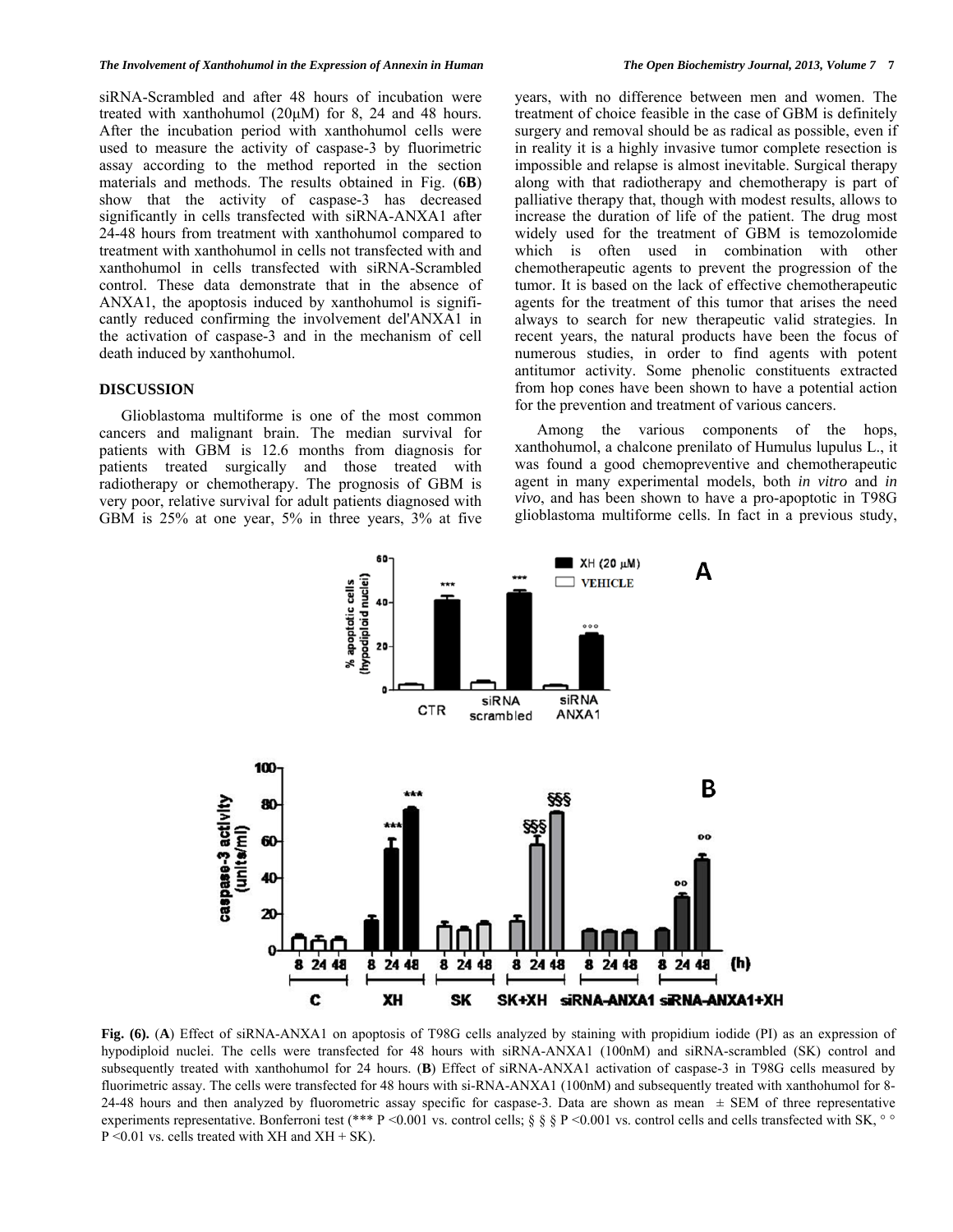siRNA-Scrambled and after 48 hours of incubation were treated with xanthohumol (20μM) for 8, 24 and 48 hours. After the incubation period with xanthohumol cells were used to measure the activity of caspase-3 by fluorimetric assay according to the method reported in the section materials and methods. The results obtained in Fig. (**6B**) show that the activity of caspase-3 has decreased significantly in cells transfected with siRNA-ANXA1 after 24-48 hours from treatment with xanthohumol compared to treatment with xanthohumol in cells not transfected with and xanthohumol in cells transfected with siRNA-Scrambled control. These data demonstrate that in the absence of ANXA1, the apoptosis induced by xanthohumol is significantly reduced confirming the involvement del'ANXA1 in the activation of caspase-3 and in the mechanism of cell death induced by xanthohumol.

## DISCUSSION

Glioblastoma multiforme is one of the most common cancers and malignant brain. The median survival for patients with GBM is 12.6 months from diagnosis for patients treated surgically and those treated with radiotherapy or chemotherapy. The prognosis of GBM is very poor, relative survival for adult patients diagnosed with GBM is 25% at one year, 5% in three years, 3% at five years, with no difference between men and women. The treatment of choice feasible in the case of GBM is definitely surgery and removal should be as radical as possible, even if in reality it is a highly invasive tumor complete resection is impossible and relapse is almost inevitable. Surgical therapy along with that radiotherapy and chemotherapy is part of palliative therapy that, though with modest results, allows to increase the duration of life of the patient. The drug most widely used for the treatment of GBM is temozolomide which is often used in combination with other chemotherapeutic agents to prevent the progression of the tumor. It is based on the lack of effective chemotherapeutic agents for the treatment of this tumor that arises the need always to search for new therapeutic valid strategies. In recent years, the natural products have been the focus of numerous studies, in order to find agents with potent antitumor activity. Some phenolic constituents extracted from hop cones have been shown to have a potential action for the prevention and treatment of various cancers.

Among the various components of the hops, xanthohumol, a chalcone prenilato of Humulus lupulus L., it was found a good chemopreventive and chemotherapeutic agent in many experimental models, both *in vitro* and *in vivo*, and has been shown to have a pro-apoptotic in T98G glioblastoma multiforme cells. In fact in a previous study,

**Fig. (6).** (**A**) Effect of siRNA-ANXA1 on apoptosis of T98G cells analyzed by staining with propidium iodide (PI) as an expression of hypodiploid nuclei. The cells were transfected for 48 hours with siRNA-ANXA1 (100nM) and siRNA-scrambled (SK) control and subsequently treated with xanthohumol for 24 hours. (**B**) Effect of siRNA-ANXA1 activation of caspase-3 in T98G cells measured by fluorimetric assay. The cells were transfected for 48 hours with si-RNA-ANXA1 (100nM) and subsequently treated with xanthohumol for 8-24-48 hours and then analyzed by fluorometric assay specific for caspase-3. Data are shown as mean ± SEM of three representative experiments representative. Bonferroni test (*** P <0.001 vs. control cells; § § § P <0.001 vs. control cells and cells transfected with SK, ° ° P <0.01 vs. cells treated with XH and XH + SK).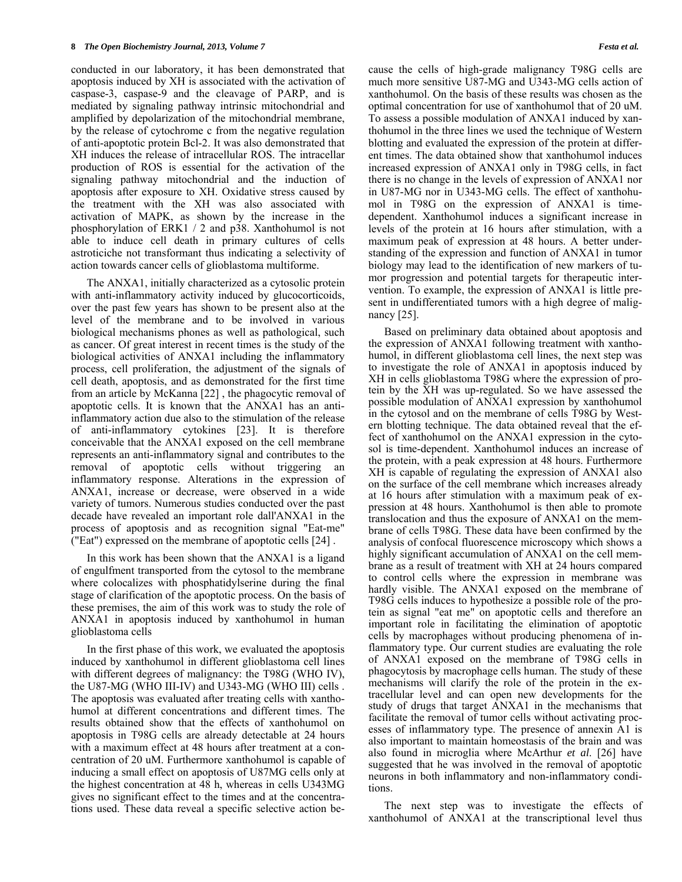conducted in our laboratory, it has been demonstrated that apoptosis induced by XH is associated with the activation of caspase-3, caspase-9 and the cleavage of PARP, and is mediated by signaling pathway intrinsic mitochondrial and amplified by depolarization of the mitochondrial membrane, by the release of cytochrome c from the negative regulation of anti-apoptotic protein Bcl-2. It was also demonstrated that XH induces the release of intracellular ROS. The intracellar production of ROS is essential for the activation of the signaling pathway mitochondrial and the induction of apoptosis after exposure to XH. Oxidative stress caused by the treatment with the XH was also associated with activation of MAPK, as shown by the increase in the phosphorylation of ERK1 / 2 and p38. Xanthohumol is not able to induce cell death in primary cultures of cells astroticiche not transformant thus indicating a selectivity of action towards cancer cells of glioblastoma multiforme.

The ANXA1, initially characterized as a cytosolic protein with anti-inflammatory activity induced by glucocorticoids, over the past few years has shown to be present also at the level of the membrane and to be involved in various biological mechanisms phones as well as pathological, such as cancer. Of great interest in recent times is the study of the biological activities of ANXA1 including the inflammatory process, cell proliferation, the adjustment of the signals of cell death, apoptosis, and as demonstrated for the first time from an article by McKanna [22] , the phagocytic removal of apoptotic cells. It is known that the ANXA1 has an anti-inflammatory action due also to the stimulation of the release of anti-inflammatory cytokines [23]. It is therefore conceivable that the ANXA1 exposed on the cell membrane represents an anti-inflammatory signal and contributes to the removal of apoptotic cells without triggering an inflammatory response. Alterations in the expression of ANXA1, increase or decrease, were observed in a wide variety of tumors. Numerous studies conducted over the past decade have revealed an important role dall'ANXA1 in the process of apoptosis and as recognition signal "Eat-me" ("Eat") expressed on the membrane of apoptotic cells [24] .

In this work has been shown that the ANXA1 is a ligand of engulfment transported from the cytosol to the membrane where colocalizes with phosphatidylserine during the final stage of clarification of the apoptotic process. On the basis of these premises, the aim of this work was to study the role of ANXA1 in apoptosis induced by xanthohumol in human glioblastoma cells

In the first phase of this work, we evaluated the apoptosis induced by xanthohumol in different glioblastoma cell lines with different degrees of malignancy: the T98G (WHO IV), the U87-MG (WHO III-IV) and U343-MG (WHO III) cells . The apoptosis was evaluated after treating cells with xanthohumol at different concentrations and different times. The results obtained show that the effects of xanthohumol on apoptosis in T98G cells are already detectable at 24 hours with a maximum effect at 48 hours after treatment at a concentration of 20 uM. Furthermore xanthohumol is capable of inducing a small effect on apoptosis of U87MG cells only at the highest concentration at 48 h, whereas in cells U343MG gives no significant effect to the times and at the concentrations used. These data reveal a specific selective action because the cells of high-grade malignancy T98G cells are much more sensitive U87-MG and U343-MG cells action of xanthohumol. On the basis of these results was chosen as the optimal concentration for use of xanthohumol that of 20 uM. To assess a possible modulation of ANXA1 induced by xanthohumol in the three lines we used the technique of Western blotting and evaluated the expression of the protein at different times. The data obtained show that xanthohumol induces increased expression of ANXA1 only in T98G cells, in fact there is no change in the levels of expression of ANXA1 nor in U87-MG nor in U343-MG cells. The effect of xanthohumol in T98G on the expression of ANXA1 is time-dependent. Xanthohumol induces a significant increase in levels of the protein at 16 hours after stimulation, with a maximum peak of expression at 48 hours. A better understanding of the expression and function of ANXA1 in tumor biology may lead to the identification of new markers of tumor progression and potential targets for therapeutic intervention. To example, the expression of ANXA1 is little present in undifferentiated tumors with a high degree of malignancy [25].

Based on preliminary data obtained about apoptosis and the expression of ANXA1 following treatment with xanthohumol, in different glioblastoma cell lines, the next step was to investigate the role of ANXA1 in apoptosis induced by XH in cells glioblastoma T98G where the expression of protein by the XH was up-regulated. So we have assessed the possible modulation of ANXA1 expression by xanthohumol in the cytosol and on the membrane of cells T98G by Western blotting technique. The data obtained reveal that the effect of xanthohumol on the ANXA1 expression in the cytosol is time-dependent. Xanthohumol induces an increase of the protein, with a peak expression at 48 hours. Furthermore XH is capable of regulating the expression of ANXA1 also on the surface of the cell membrane which increases already at 16 hours after stimulation with a maximum peak of expression at 48 hours. Xanthohumol is then able to promote translocation and thus the exposure of ANXA1 on the membrane of cells T98G. These data have been confirmed by the analysis of confocal fluorescence microscopy which shows a highly significant accumulation of ANXA1 on the cell membrane as a result of treatment with XH at 24 hours compared to control cells where the expression in membrane was hardly visible. The ANXA1 exposed on the membrane of T98G cells induces to hypothesize a possible role of the protein as signal "eat me" on apoptotic cells and therefore an important role in facilitating the elimination of apoptotic cells by macrophages without producing phenomena of inflammatory type. Our current studies are evaluating the role of ANXA1 exposed on the membrane of T98G cells in phagocytosis by macrophage cells human. The study of these mechanisms will clarify the role of the protein in the extracellular level and can open new developments for the study of drugs that target ANXA1 in the mechanisms that facilitate the removal of tumor cells without activating processes of inflammatory type. The presence of annexin A1 is also important to maintain homeostasis of the brain and was also found in microglia where McArthur *et al.* [26] have suggested that he was involved in the removal of apoptotic neurons in both inflammatory and non-inflammatory conditions.

The next step was to investigate the effects of xanthohumol of ANXA1 at the transcriptional level thus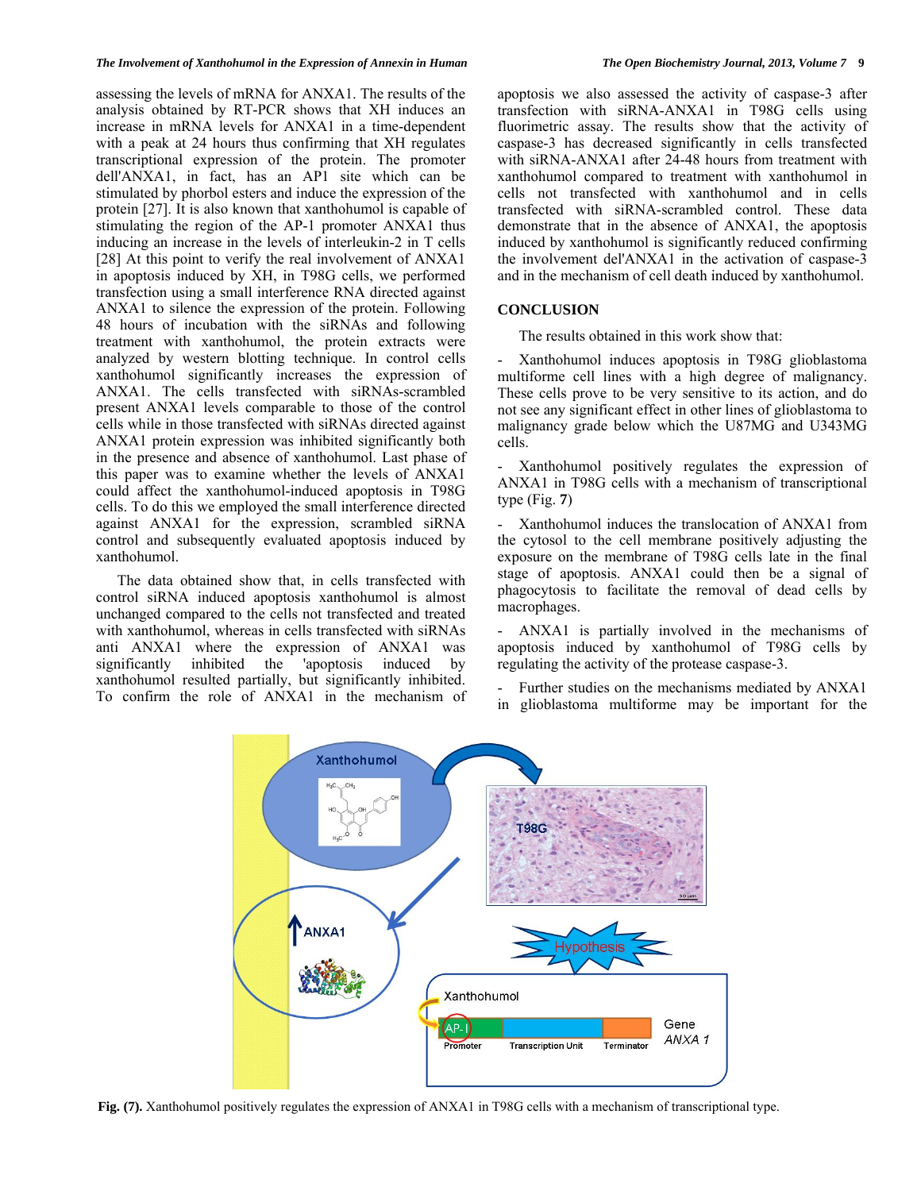assessing the levels of mRNA for ANXA1. The results of the analysis obtained by RT-PCR shows that XH induces an increase in mRNA levels for ANXA1 in a time-dependent with a peak at 24 hours thus confirming that XH regulates transcriptional expression of the protein. The promoter dell'ANXA1, in fact, has an AP1 site which can be stimulated by phorbol esters and induce the expression of the protein [27]. It is also known that xanthohumol is capable of stimulating the region of the AP-1 promoter ANXA1 thus inducing an increase in the levels of interleukin-2 in T cells [28] At this point to verify the real involvement of ANXA1 in apoptosis induced by XH, in T98G cells, we performed transfection using a small interference RNA directed against ANXA1 to silence the expression of the protein. Following 48 hours of incubation with the siRNAs and following treatment with xanthohumol, the protein extracts were analyzed by western blotting technique. In control cells xanthohumol significantly increases the expression of ANXA1. The cells transfected with siRNAs-scrambled present ANXA1 levels comparable to those of the control cells while in those transfected with siRNAs directed against ANXA1 protein expression was inhibited significantly both in the presence and absence of xanthohumol. Last phase of this paper was to examine whether the levels of ANXA1 could affect the xanthohumol-induced apoptosis in T98G cells. To do this we employed the small interference directed against ANXA1 for the expression, scrambled siRNA control and subsequently evaluated apoptosis induced by xanthohumol.

The data obtained show that, in cells transfected with control siRNA induced apoptosis xanthohumol is almost unchanged compared to the cells not transfected and treated with xanthohumol, whereas in cells transfected with siRNAs anti ANXA1 where the expression of ANXA1 was significantly inhibited the 'apoptosis induced by xanthohumol resulted partially, but significantly inhibited. To confirm the role of ANXA1 in the mechanism of apoptosis we also assessed the activity of caspase-3 after transfection with siRNA-ANXA1 in T98G cells using fluorimetric assay. The results show that the activity of caspase-3 has decreased significantly in cells transfected with siRNA-ANXA1 after 24-48 hours from treatment with xanthohumol compared to treatment with xanthohumol in cells not transfected with xanthohumol and in cells transfected with siRNA-scrambled control. These data demonstrate that in the absence of ANXA1, the apoptosis induced by xanthohumol is significantly reduced confirming the involvement del'ANXA1 in the activation of caspase-3 and in the mechanism of cell death induced by xanthohumol.

## CONCLUSION

The results obtained in this work show that:

- Xanthohumol induces apoptosis in T98G glioblastoma multiforme cell lines with a high degree of malignancy. These cells prove to be very sensitive to its action, and do not see any significant effect in other lines of glioblastoma to malignancy grade below which the U87MG and U343MG cells.

- Xanthohumol positively regulates the expression of ANXA1 in T98G cells with a mechanism of transcriptional type (Fig. **7**)

- Xanthohumol induces the translocation of ANXA1 from the cytosol to the cell membrane positively adjusting the exposure on the membrane of T98G cells late in the final stage of apoptosis. ANXA1 could then be a signal of phagocytosis to facilitate the removal of dead cells by macrophages.

- ANXA1 is partially involved in the mechanisms of apoptosis induced by xanthohumol of T98G cells by regulating the activity of the protease caspase-3.

- Further studies on the mechanisms mediated by ANXA1 in glioblastoma multiforme may be important for the

**Fig. (7).** Xanthohumol positively regulates the expression of ANXA1 in T98G cells with a mechanism of transcriptional type.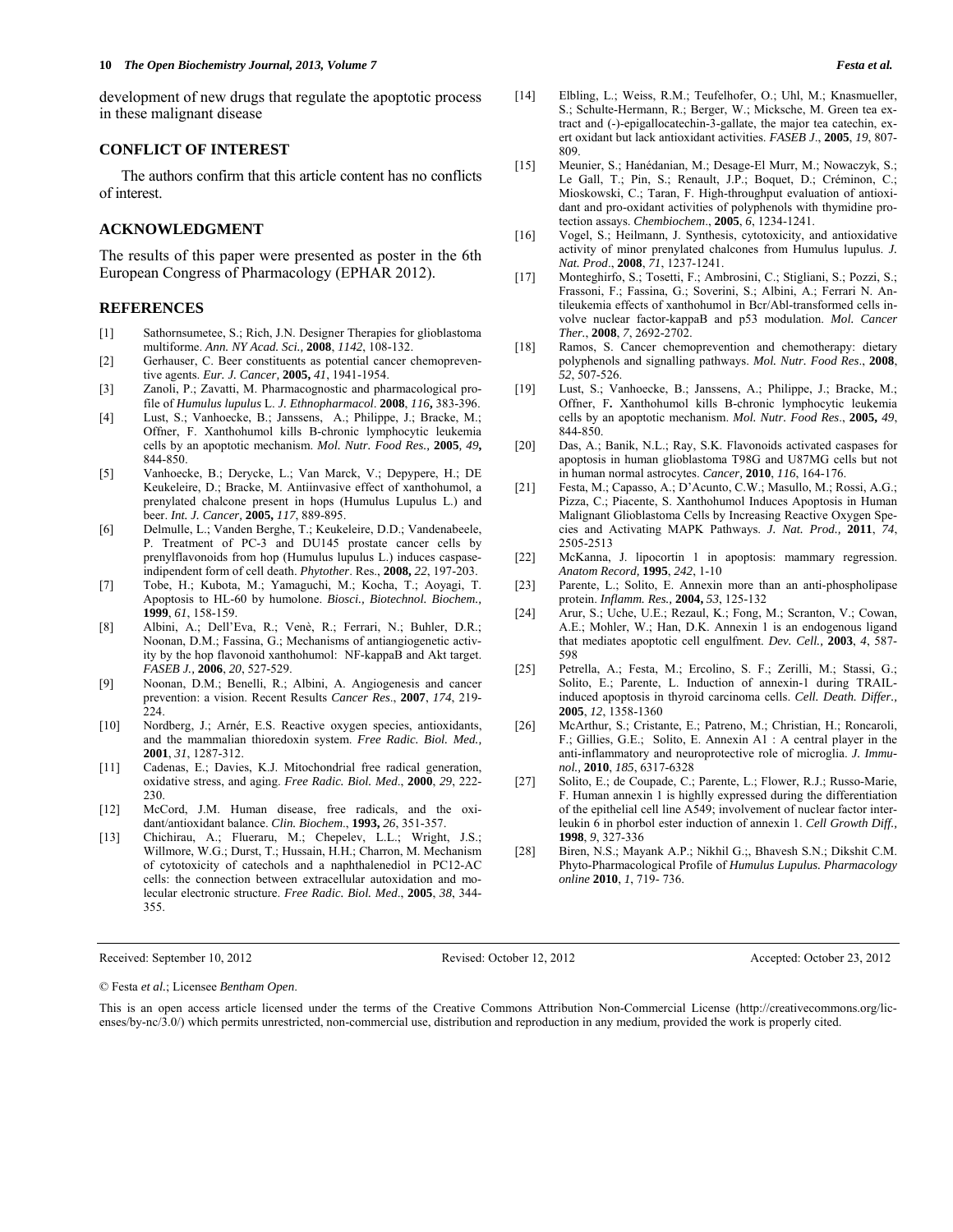development of new drugs that regulate the apoptotic process in these malignant disease

## CONFLICT OF INTEREST

The authors confirm that this article content has no conflicts of interest.

## ACKNOWLEDGMENT

The results of this paper were presented as poster in the 6th European Congress of Pharmacology (EPHAR 2012).

## REFERENCES

[1] Sathornsumetee, S.; Rich, J.N. Designer Therapies for glioblastoma multiforme. *Ann. NY Acad. Sci.,* **2008**, *1142*, 108-132.

[2] Gerhauser, C. Beer constituents as potential cancer chemopreventive agents. *Eur. J. Cancer,* **2005,** *41*, 1941-1954.

[3] Zanoli, P.; Zavatti, M. Pharmacognostic and pharmacological profile of *Humulus lupulus* L. *J. Ethnopharmacol*. **2008**, *116***,** 383-396.

[4] Lust, S.; Vanhoecke, B.; Janssens, A.; Philippe, J.; Bracke, M.; Offner, F. Xanthohumol kills B-chronic lymphocytic leukemia cells by an apoptotic mechanism. *Mol. Nutr. Food Res.,* **2005**, *49***,** 844-850.

[5] Vanhoecke, B.; Derycke, L.; Van Marck, V.; Depypere, H.; DE Keukeleire, D.; Bracke, M. Antiinvasive effect of xanthohumol, a prenylated chalcone present in hops (Humulus Lupulus L.) and beer. *Int. J. Cancer,* **2005,** *117*, 889-895.

[6] Delmulle, L.; Vanden Berghe, T.; Keukeleire, D.D.; Vandenabeele, P. Treatment of PC-3 and DU145 prostate cancer cells by prenylflavonoids from hop (Humulus lupulus L.) induces caspase-indipendent form of cell death. *Phytother*. Res., **2008,** *22*, 197-203.

[7] Tobe, H.; Kubota, M.; Yamaguchi, M.; Kocha, T.; Aoyagi, T. Apoptosis to HL-60 by humolone. *Biosci., Biotechnol. Biochem.,* **1999**, *61*, 158-159.

[8] Albini, A.; Dell'Eva, R.; Venè, R.; Ferrari, N.; Buhler, D.R.; Noonan, D.M.; Fassina, G.; Mechanisms of antiangiogenetic activity by the hop flavonoid xanthohumol: NF-kappaB and Akt target. *FASEB J.,* **2006**, *20*, 527-529.

[9] Noonan, D.M.; Benelli, R.; Albini, A. Angiogenesis and cancer prevention: a vision. Recent Results *Cancer Res*., **2007**, *174*, 219-224.

[10] Nordberg, J.; Arnér, E.S. Reactive oxygen species, antioxidants, and the mammalian thioredoxin system. *Free Radic. Biol. Med.,* **2001**, *31*, 1287-312.

[11] Cadenas, E.; Davies, K.J. Mitochondrial free radical generation, oxidative stress, and aging. *Free Radic. Biol. Med*., **2000**, *29*, 222-230.

[12] McCord, J.M. Human disease, free radicals, and the oxidant/antioxidant balance. *Clin. Biochem*., **1993,** *26*, 351-357.

[13] Chichirau, A.; Flueraru, M.; Chepelev, L.L.; Wright, J.S.; Willmore, W.G.; Durst, T.; Hussain, H.H.; Charron, M. Mechanism of cytotoxicity of catechols and a naphthalenediol in PC12-AC cells: the connection between extracellular autoxidation and molecular electronic structure. *Free Radic. Biol. Med*., **2005**, *38*, 344-355.

[14] Elbling, L.; Weiss, R.M.; Teufelhofer, O.; Uhl, M.; Knasmueller, S.; Schulte-Hermann, R.; Berger, W.; Micksche, M. Green tea extract and (-)-epigallocatechin-3-gallate, the major tea catechin, exert oxidant but lack antioxidant activities. *FASEB J*., **2005**, *19*, 807-809.

[15] Meunier, S.; Hanédanian, M.; Desage-El Murr, M.; Nowaczyk, S.; Le Gall, T.; Pin, S.; Renault, J.P.; Boquet, D.; Créminon, C.; Mioskowski, C.; Taran, F. High-throughput evaluation of antioxidant and pro-oxidant activities of polyphenols with thymidine protection assays. *Chembiochem*., **2005**, *6*, 1234-1241.

[16] Vogel, S.; Heilmann, J. Synthesis, cytotoxicity, and antioxidative activity of minor prenylated chalcones from Humulus lupulus. *J. Nat. Prod*., **2008**, *71*, 1237-1241.

[17] Monteghirfo, S.; Tosetti, F.; Ambrosini, C.; Stigliani, S.; Pozzi, S.; Frassoni, F.; Fassina, G.; Soverini, S.; Albini, A.; Ferrari N. Antileukemia effects of xanthohumol in Bcr/Abl-transformed cells involve nuclear factor-kappaB and p53 modulation. *Mol. Cancer Ther.*, **2008**, *7*, 2692-2702.

[18] Ramos, S. Cancer chemoprevention and chemotherapy: dietary polyphenols and signalling pathways. *Mol. Nutr. Food Res*., **2008**, *52*, 507-526.

[19] Lust, S.; Vanhoecke, B.; Janssens, A.; Philippe, J.; Bracke, M.; Offner, F**.** Xanthohumol kills B-chronic lymphocytic leukemia cells by an apoptotic mechanism. *Mol. Nutr. Food Res*., **2005,** *49*, 844-850.

[20] Das, A.; Banik, N.L.; Ray, S.K. Flavonoids activated caspases for apoptosis in human glioblastoma T98G and U87MG cells but not in human normal astrocytes. *Cancer,* **2010**, *116*, 164-176.

[21] Festa, M.; Capasso, A.; D'Acunto, C.W.; Masullo, M.; Rossi, A.G.; Pizza, C.; Piacente, S. Xanthohumol Induces Apoptosis in Human Malignant Glioblastoma Cells by Increasing Reactive Oxygen Species and Activating MAPK Pathways. *J. Nat. Prod.,* **2011**, *74*, 2505-2513

[22] McKanna, J. lipocortin 1 in apoptosis: mammary regression. *Anatom Record,* **1995**, *242*, 1-10

[23] Parente, L.; Solito, E. Annexin more than an anti-phospholipase protein. *Inflamm. Res.,* **2004,** *53*, 125-132

[24] Arur, S.; Uche, U.E.; Rezaul, K.; Fong, M.; Scranton, V.; Cowan, A.E.; Mohler, W.; Han, D.K. Annexin 1 is an endogenous ligand that mediates apoptotic cell engulfment. *Dev. Cell.,* **2003**, *4*, 587-598

[25] Petrella, A.; Festa, M.; Ercolino, S. F.; Zerilli, M.; Stassi, G.; Solito, E.; Parente, L. Induction of annexin-1 during TRAIL-induced apoptosis in thyroid carcinoma cells. *Cell. Death. Differ.,* **2005**, *12*, 1358-1360

[26] McArthur, S.; Cristante, E.; Patreno, M.; Christian, H.; Roncaroli, F.; Gillies, G.E.; Solito, E. Annexin A1 : A central player in the anti-inflammatory and neuroprotective role of microglia. *J. Immunol.,* **2010**, *185*, 6317-6328

[27] Solito, E.; de Coupade, C.; Parente, L.; Flower, R.J.; Russo-Marie, F. Human annexin 1 is highlly expressed during the differentiation of the epithelial cell line A549; involvement of nuclear factor interleukin 6 in phorbol ester induction of annexin 1. *Cell Growth Diff.,* **1998**, *9*, 327-336

[28] Biren, N.S.; Mayank A.P.; Nikhil G.;, Bhavesh S.N.; Dikshit C.M. Phyto-Pharmacological Profile of *Humulus Lupulus. Pharmacology online* **2010**, *1*, 719- 736.

Received: September 10, 2012 Revised: October 12, 2012 Accepted: October 23, 2012

© Festa *et al.*; Licensee *Bentham Open*.

This is an open access article licensed under the terms of the Creative Commons Attribution Non-Commercial License (http://creativecommons.org/licenses/by-nc/3.0/) which permits unrestricted, non-commercial use, distribution and reproduction in any medium, provided the work is properly cited.